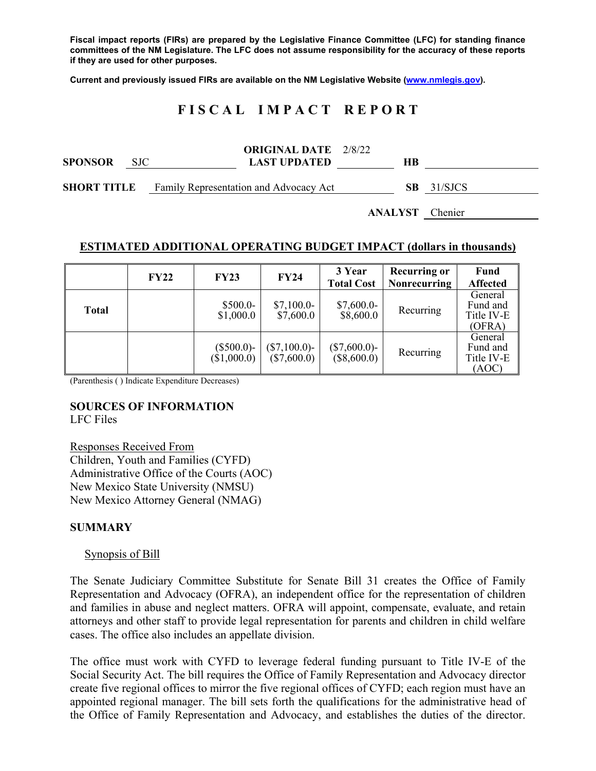**Fiscal impact reports (FIRs) are prepared by the Legislative Finance Committee (LFC) for standing finance committees of the NM Legislature. The LFC does not assume responsibility for the accuracy of these reports if they are used for other purposes.**

**Current and previously issued FIRs are available on the NM Legislative Website (www.nmlegis.gov).**

# FISCAL IMPACT REPORT

| | | | |
|---|---|---|---|
| **SPONSOR** SJC | **ORIGINAL DATE** 2/8/22 **LAST UPDATED** | **HB** | |
| **SHORT TITLE** | Family Representation and Advocacy Act | **SB** | 31/SJCS |
| | | **ANALYST** | Chenier |

## ESTIMATED ADDITIONAL OPERATING BUDGET IMPACT (dollars in thousands)

| | FY22 | FY23 | FY24 | 3 Year Total Cost | Recurring or Nonrecurring | Fund Affected |
|---|---|---|---|---|---|---|
| **Total** | | $500.0-$1,000.0 | $7,100.0-$7,600.0 | $7,600.0-$8,600.0 | Recurring | General Fund and Title IV-E (OFRA) |
| | | ($500.0)-($1,000.0) | ($7,100.0)-($7,600.0) | ($7,600.0)-($8,600.0) | Recurring | General Fund and Title IV-E (AOC) |

(Parenthesis ( ) Indicate Expenditure Decreases)

## SOURCES OF INFORMATION

LFC Files

Responses Received From
Children, Youth and Families (CYFD)
Administrative Office of the Courts (AOC)
New Mexico State University (NMSU)
New Mexico Attorney General (NMAG)

## SUMMARY

### Synopsis of Bill

The Senate Judiciary Committee Substitute for Senate Bill 31 creates the Office of Family Representation and Advocacy (OFRA), an independent office for the representation of children and families in abuse and neglect matters. OFRA will appoint, compensate, evaluate, and retain attorneys and other staff to provide legal representation for parents and children in child welfare cases. The office also includes an appellate division.

The office must work with CYFD to leverage federal funding pursuant to Title IV-E of the Social Security Act. The bill requires the Office of Family Representation and Advocacy director create five regional offices to mirror the five regional offices of CYFD; each region must have an appointed regional manager. The bill sets forth the qualifications for the administrative head of the Office of Family Representation and Advocacy, and establishes the duties of the director.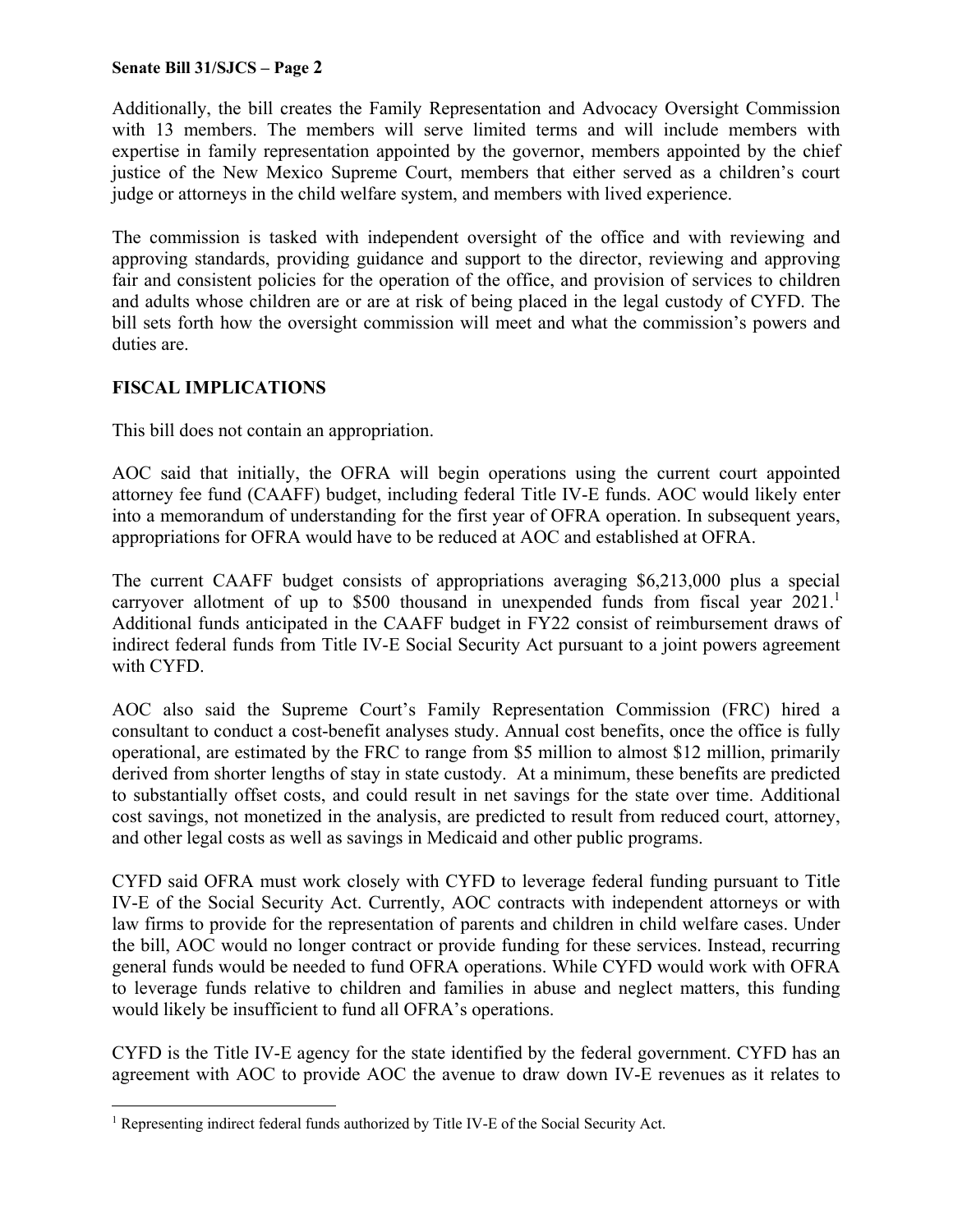Additionally, the bill creates the Family Representation and Advocacy Oversight Commission with 13 members. The members will serve limited terms and will include members with expertise in family representation appointed by the governor, members appointed by the chief justice of the New Mexico Supreme Court, members that either served as a children's court judge or attorneys in the child welfare system, and members with lived experience.

The commission is tasked with independent oversight of the office and with reviewing and approving standards, providing guidance and support to the director, reviewing and approving fair and consistent policies for the operation of the office, and provision of services to children and adults whose children are or are at risk of being placed in the legal custody of CYFD. The bill sets forth how the oversight commission will meet and what the commission's powers and duties are.

**FISCAL IMPLICATIONS**

This bill does not contain an appropriation.

AOC said that initially, the OFRA will begin operations using the current court appointed attorney fee fund (CAAFF) budget, including federal Title IV-E funds. AOC would likely enter into a memorandum of understanding for the first year of OFRA operation. In subsequent years, appropriations for OFRA would have to be reduced at AOC and established at OFRA.

The current CAAFF budget consists of appropriations averaging $6,213,000 plus a special carryover allotment of up to $500 thousand in unexpended funds from fiscal year 2021.[1] Additional funds anticipated in the CAAFF budget in FY22 consist of reimbursement draws of indirect federal funds from Title IV-E Social Security Act pursuant to a joint powers agreement with CYFD.

AOC also said the Supreme Court's Family Representation Commission (FRC) hired a consultant to conduct a cost-benefit analyses study. Annual cost benefits, once the office is fully operational, are estimated by the FRC to range from $5 million to almost $12 million, primarily derived from shorter lengths of stay in state custody. At a minimum, these benefits are predicted to substantially offset costs, and could result in net savings for the state over time. Additional cost savings, not monetized in the analysis, are predicted to result from reduced court, attorney, and other legal costs as well as savings in Medicaid and other public programs.

CYFD said OFRA must work closely with CYFD to leverage federal funding pursuant to Title IV-E of the Social Security Act. Currently, AOC contracts with independent attorneys or with law firms to provide for the representation of parents and children in child welfare cases. Under the bill, AOC would no longer contract or provide funding for these services. Instead, recurring general funds would be needed to fund OFRA operations. While CYFD would work with OFRA to leverage funds relative to children and families in abuse and neglect matters, this funding would likely be insufficient to fund all OFRA's operations.

CYFD is the Title IV-E agency for the state identified by the federal government. CYFD has an agreement with AOC to provide AOC the avenue to draw down IV-E revenues as it relates to

[1] Representing indirect federal funds authorized by Title IV-E of the Social Security Act.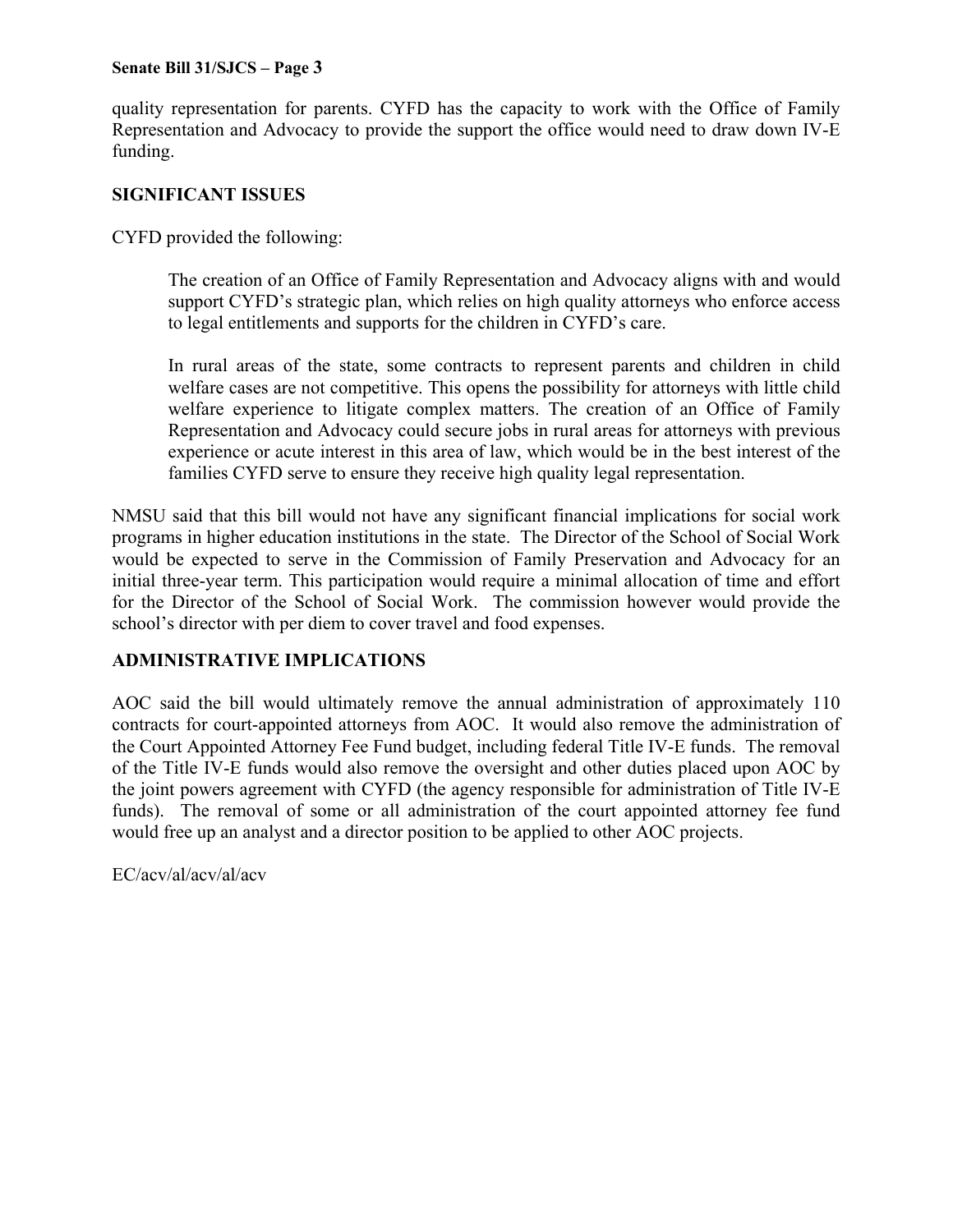quality representation for parents. CYFD has the capacity to work with the Office of Family Representation and Advocacy to provide the support the office would need to draw down IV-E funding.

**SIGNIFICANT ISSUES**

CYFD provided the following:

> The creation of an Office of Family Representation and Advocacy aligns with and would support CYFD's strategic plan, which relies on high quality attorneys who enforce access to legal entitlements and supports for the children in CYFD's care.
>
> In rural areas of the state, some contracts to represent parents and children in child welfare cases are not competitive. This opens the possibility for attorneys with little child welfare experience to litigate complex matters. The creation of an Office of Family Representation and Advocacy could secure jobs in rural areas for attorneys with previous experience or acute interest in this area of law, which would be in the best interest of the families CYFD serve to ensure they receive high quality legal representation.

NMSU said that this bill would not have any significant financial implications for social work programs in higher education institutions in the state. The Director of the School of Social Work would be expected to serve in the Commission of Family Preservation and Advocacy for an initial three-year term. This participation would require a minimal allocation of time and effort for the Director of the School of Social Work. The commission however would provide the school's director with per diem to cover travel and food expenses.

**ADMINISTRATIVE IMPLICATIONS**

AOC said the bill would ultimately remove the annual administration of approximately 110 contracts for court-appointed attorneys from AOC. It would also remove the administration of the Court Appointed Attorney Fee Fund budget, including federal Title IV-E funds. The removal of the Title IV-E funds would also remove the oversight and other duties placed upon AOC by the joint powers agreement with CYFD (the agency responsible for administration of Title IV-E funds). The removal of some or all administration of the court appointed attorney fee fund would free up an analyst and a director position to be applied to other AOC projects.

EC/acv/al/acv/al/acv